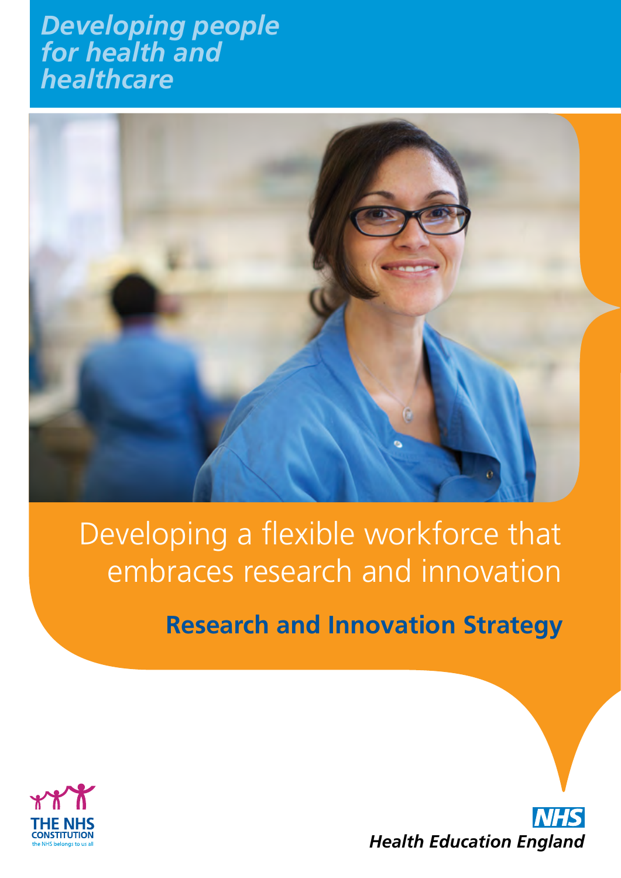*Developing people for health and healthcare*

# Developing a flexible workforce that embraces research and innovation

## Research and Innovation Strategy

THE NHS CONSTITUTION
the NHS belongs to us all

NHS
Health Education England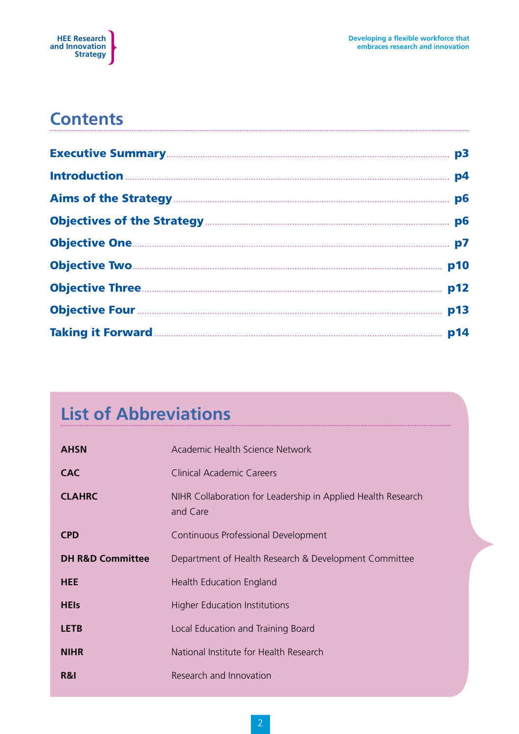## Contents

| | |
|---|---|
| **Executive Summary** | **p3** |
| **Introduction** | **p4** |
| **Aims of the Strategy** | **p6** |
| **Objectives of the Strategy** | **p6** |
| **Objective One** | **p7** |
| **Objective Two** | **p10** |
| **Objective Three** | **p12** |
| **Objective Four** | **p13** |
| **Taking it Forward** | **p14** |

## List of Abbreviations

| | |
|---|---|
| **AHSN** | Academic Health Science Network |
| **CAC** | Clinical Academic Careers |
| **CLAHRC** | NIHR Collaboration for Leadership in Applied Health Research and Care |
| **CPD** | Continuous Professional Development |
| **DH R&D Committee** | Department of Health Research & Development Committee |
| **HEE** | Health Education England |
| **HEIs** | Higher Education Institutions |
| **LETB** | Local Education and Training Board |
| **NIHR** | National Institute for Health Research |
| **R&I** | Research and Innovation |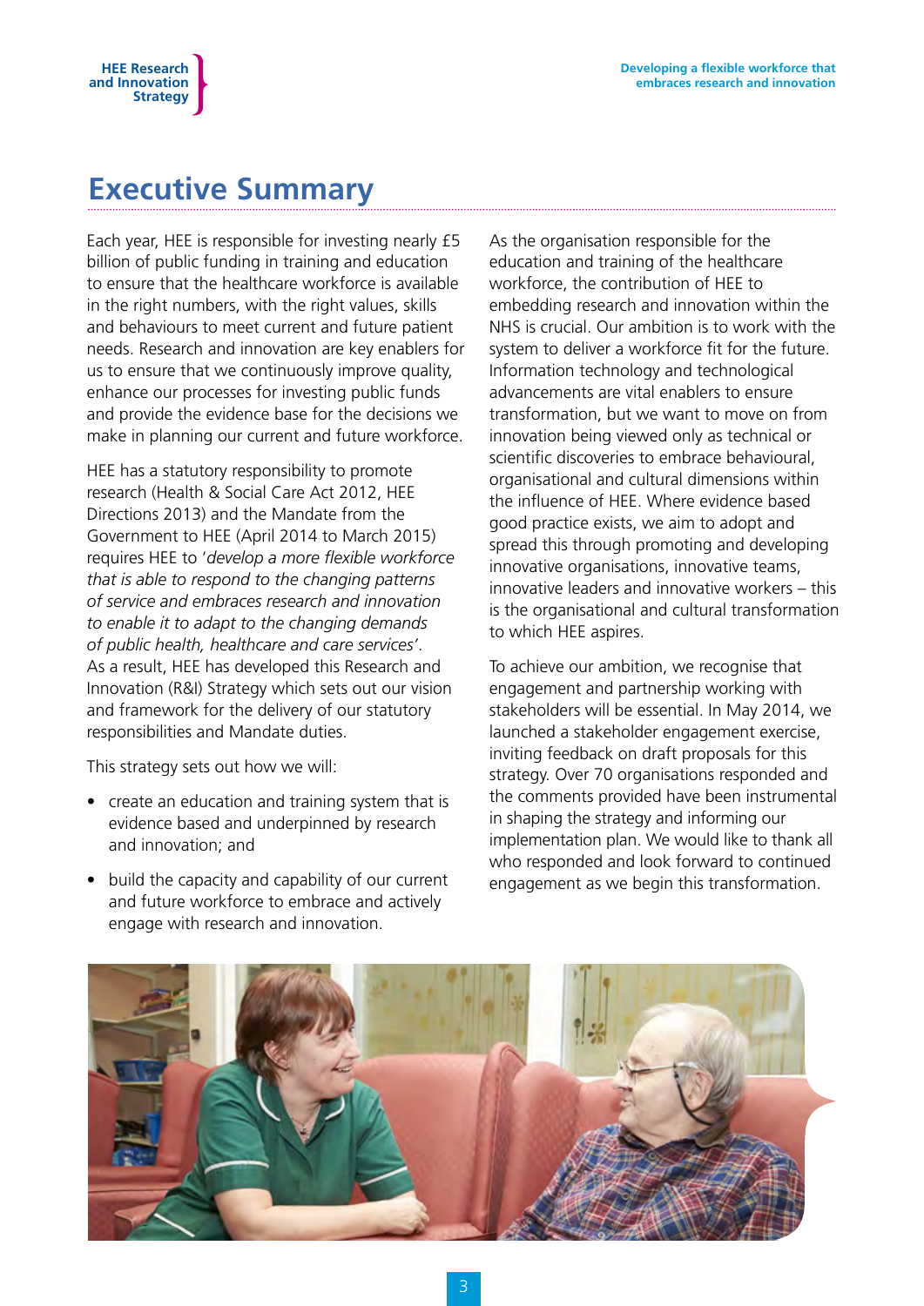# Executive Summary

Each year, HEE is responsible for investing nearly £5 billion of public funding in training and education to ensure that the healthcare workforce is available in the right numbers, with the right values, skills and behaviours to meet current and future patient needs. Research and innovation are key enablers for us to ensure that we continuously improve quality, enhance our processes for investing public funds and provide the evidence base for the decisions we make in planning our current and future workforce.

HEE has a statutory responsibility to promote research (Health & Social Care Act 2012, HEE Directions 2013) and the Mandate from the Government to HEE (April 2014 to March 2015) requires HEE to '*develop a more flexible workforce that is able to respond to the changing patterns of service and embraces research and innovation to enable it to adapt to the changing demands of public health, healthcare and care services*'. As a result, HEE has developed this Research and Innovation (R&I) Strategy which sets out our vision and framework for the delivery of our statutory responsibilities and Mandate duties.

This strategy sets out how we will:

- create an education and training system that is evidence based and underpinned by research and innovation; and
- build the capacity and capability of our current and future workforce to embrace and actively engage with research and innovation.

As the organisation responsible for the education and training of the healthcare workforce, the contribution of HEE to embedding research and innovation within the NHS is crucial. Our ambition is to work with the system to deliver a workforce fit for the future. Information technology and technological advancements are vital enablers to ensure transformation, but we want to move on from innovation being viewed only as technical or scientific discoveries to embrace behavioural, organisational and cultural dimensions within the influence of HEE. Where evidence based good practice exists, we aim to adopt and spread this through promoting and developing innovative organisations, innovative teams, innovative leaders and innovative workers – this is the organisational and cultural transformation to which HEE aspires.

To achieve our ambition, we recognise that engagement and partnership working with stakeholders will be essential. In May 2014, we launched a stakeholder engagement exercise, inviting feedback on draft proposals for this strategy. Over 70 organisations responded and the comments provided have been instrumental in shaping the strategy and informing our implementation plan. We would like to thank all who responded and look forward to continued engagement as we begin this transformation.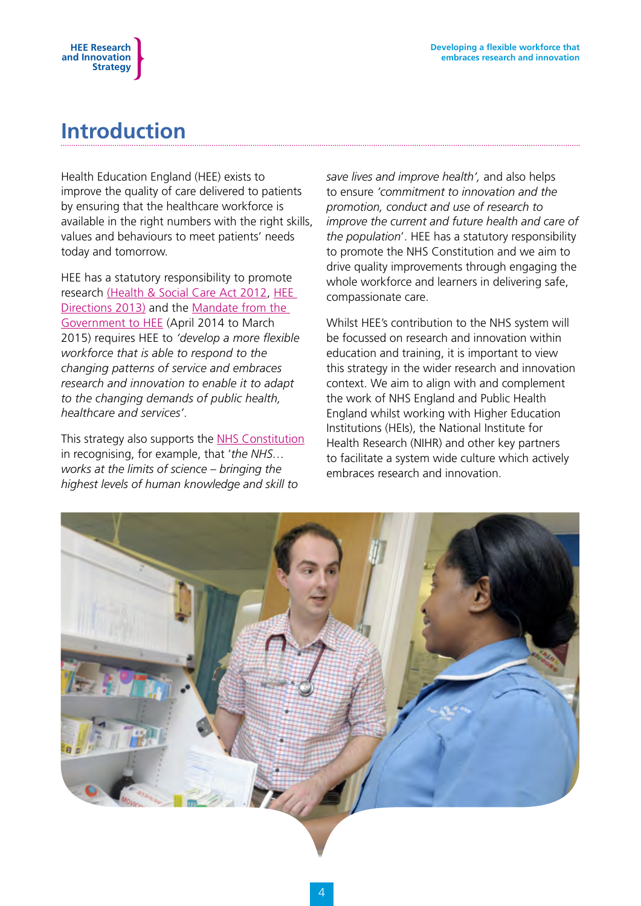# Introduction

Health Education England (HEE) exists to improve the quality of care delivered to patients by ensuring that the healthcare workforce is available in the right numbers with the right skills, values and behaviours to meet patients' needs today and tomorrow.

HEE has a statutory responsibility to promote research (Health & Social Care Act 2012, HEE Directions 2013) and the Mandate from the Government to HEE (April 2014 to March 2015) requires HEE to *'develop a more flexible workforce that is able to respond to the changing patterns of service and embraces research and innovation to enable it to adapt to the changing demands of public health, healthcare and services'*.

This strategy also supports the NHS Constitution in recognising, for example, that '*the NHS… works at the limits of science – bringing the highest levels of human knowledge and skill to save lives and improve health',* and also helps to ensure *'commitment to innovation and the promotion, conduct and use of research to improve the current and future health and care of the population*'. HEE has a statutory responsibility to promote the NHS Constitution and we aim to drive quality improvements through engaging the whole workforce and learners in delivering safe, compassionate care.

Whilst HEE's contribution to the NHS system will be focussed on research and innovation within education and training, it is important to view this strategy in the wider research and innovation context. We aim to align with and complement the work of NHS England and Public Health England whilst working with Higher Education Institutions (HEIs), the National Institute for Health Research (NIHR) and other key partners to facilitate a system wide culture which actively embraces research and innovation.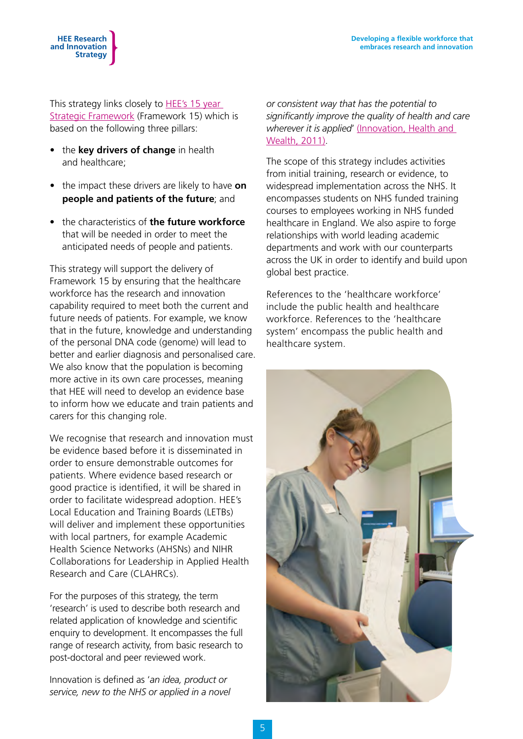This strategy links closely to HEE's 15 year Strategic Framework (Framework 15) which is based on the following three pillars:

- the **key drivers of change** in health and healthcare;
- the impact these drivers are likely to have **on people and patients of the future**; and
- the characteristics of **the future workforce** that will be needed in order to meet the anticipated needs of people and patients.

This strategy will support the delivery of Framework 15 by ensuring that the healthcare workforce has the research and innovation capability required to meet both the current and future needs of patients. For example, we know that in the future, knowledge and understanding of the personal DNA code (genome) will lead to better and earlier diagnosis and personalised care. We also know that the population is becoming more active in its own care processes, meaning that HEE will need to develop an evidence base to inform how we educate and train patients and carers for this changing role.

We recognise that research and innovation must be evidence based before it is disseminated in order to ensure demonstrable outcomes for patients. Where evidence based research or good practice is identified, it will be shared in order to facilitate widespread adoption. HEE's Local Education and Training Boards (LETBs) will deliver and implement these opportunities with local partners, for example Academic Health Science Networks (AHSNs) and NIHR Collaborations for Leadership in Applied Health Research and Care (CLAHRCs).

For the purposes of this strategy, the term 'research' is used to describe both research and related application of knowledge and scientific enquiry to development. It encompasses the full range of research activity, from basic research to post-doctoral and peer reviewed work.

Innovation is defined as '*an idea, product or service, new to the NHS or applied in a novel or consistent way that has the potential to significantly improve the quality of health and care wherever it is applied*' (Innovation, Health and Wealth, 2011).

The scope of this strategy includes activities from initial training, research or evidence, to widespread implementation across the NHS. It encompasses students on NHS funded training courses to employees working in NHS funded healthcare in England. We also aspire to forge relationships with world leading academic departments and work with our counterparts across the UK in order to identify and build upon global best practice.

References to the 'healthcare workforce' include the public health and healthcare workforce. References to the 'healthcare system' encompass the public health and healthcare system.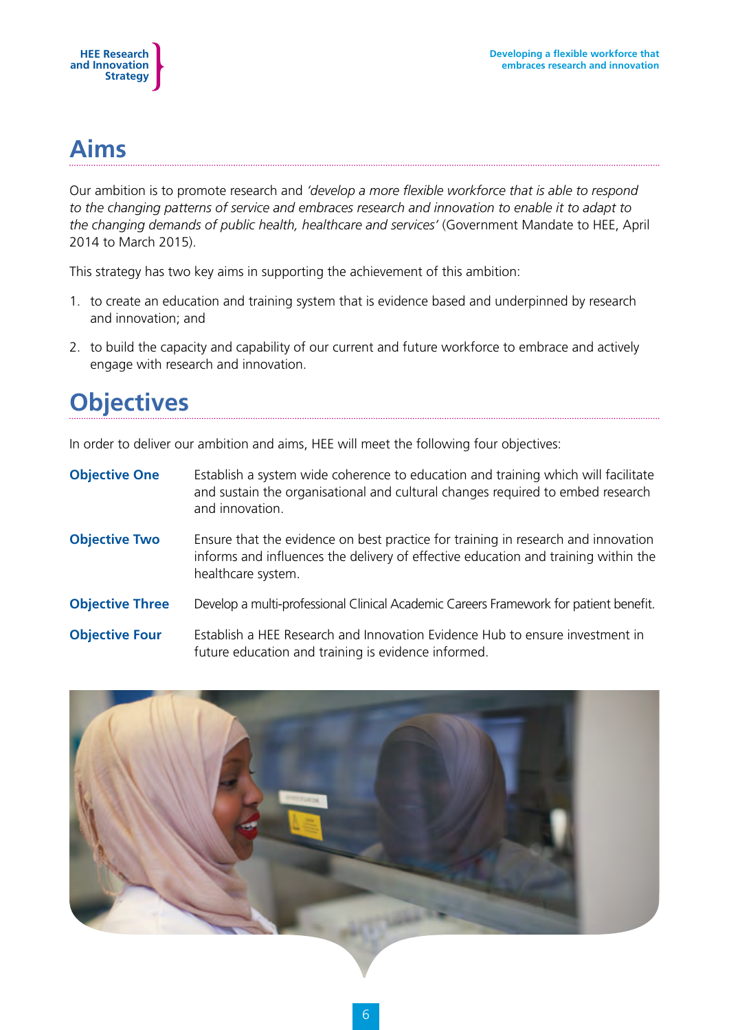## Aims

Our ambition is to promote research and *'develop a more flexible workforce that is able to respond to the changing patterns of service and embraces research and innovation to enable it to adapt to the changing demands of public health, healthcare and services'* (Government Mandate to HEE, April 2014 to March 2015).

This strategy has two key aims in supporting the achievement of this ambition:

1. to create an education and training system that is evidence based and underpinned by research and innovation; and
2. to build the capacity and capability of our current and future workforce to embrace and actively engage with research and innovation.

## Objectives

In order to deliver our ambition and aims, HEE will meet the following four objectives:

**Objective One** Establish a system wide coherence to education and training which will facilitate and sustain the organisational and cultural changes required to embed research and innovation.

**Objective Two** Ensure that the evidence on best practice for training in research and innovation informs and influences the delivery of effective education and training within the healthcare system.

**Objective Three** Develop a multi-professional Clinical Academic Careers Framework for patient benefit.

**Objective Four** Establish a HEE Research and Innovation Evidence Hub to ensure investment in future education and training is evidence informed.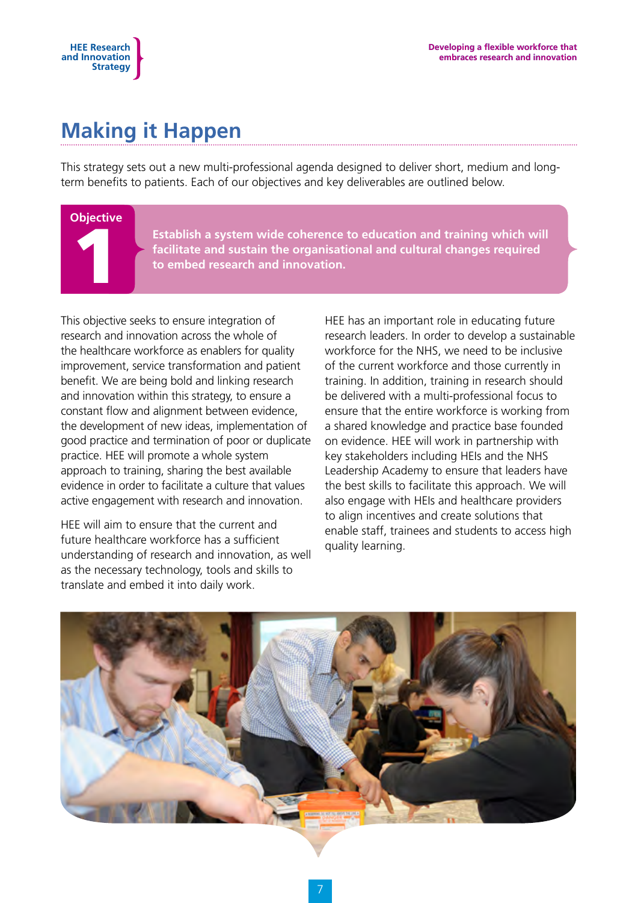# Making it Happen

This strategy sets out a new multi-professional agenda designed to deliver short, medium and long-term benefits to patients. Each of our objectives and key deliverables are outlined below.

## Objective 1

**Establish a system wide coherence to education and training which will facilitate and sustain the organisational and cultural changes required to embed research and innovation.**

This objective seeks to ensure integration of research and innovation across the whole of the healthcare workforce as enablers for quality improvement, service transformation and patient benefit. We are being bold and linking research and innovation within this strategy, to ensure a constant flow and alignment between evidence, the development of new ideas, implementation of good practice and termination of poor or duplicate practice. HEE will promote a whole system approach to training, sharing the best available evidence in order to facilitate a culture that values active engagement with research and innovation.

HEE will aim to ensure that the current and future healthcare workforce has a sufficient understanding of research and innovation, as well as the necessary technology, tools and skills to translate and embed it into daily work.

HEE has an important role in educating future research leaders. In order to develop a sustainable workforce for the NHS, we need to be inclusive of the current workforce and those currently in training. In addition, training in research should be delivered with a multi-professional focus to ensure that the entire workforce is working from a shared knowledge and practice base founded on evidence. HEE will work in partnership with key stakeholders including HEIs and the NHS Leadership Academy to ensure that leaders have the best skills to facilitate this approach. We will also engage with HEIs and healthcare providers to align incentives and create solutions that enable staff, trainees and students to access high quality learning.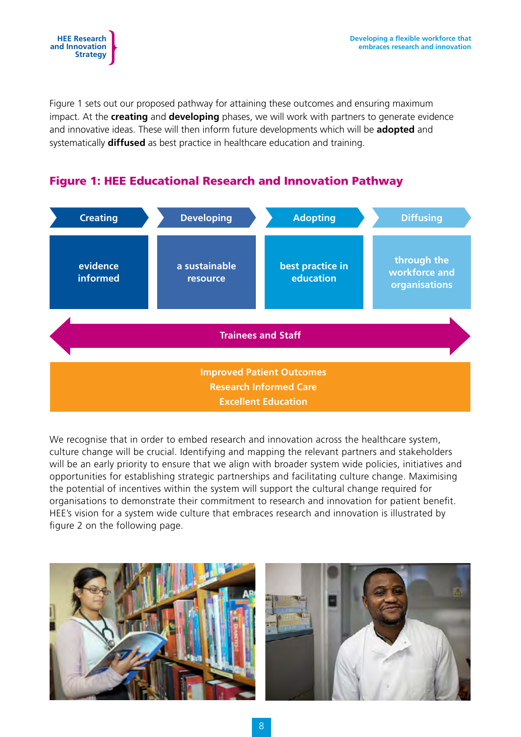Figure 1 sets out our proposed pathway for attaining these outcomes and ensuring maximum impact. At the **creating** and **developing** phases, we will work with partners to generate evidence and innovative ideas. These will then inform future developments which will be **adopted** and systematically **diffused** as best practice in healthcare education and training.

## Figure 1: HEE Educational Research and Innovation Pathway

| Creating | Developing | Adopting | Diffusing |
|---|---|---|---|
| evidence informed | a sustainable resource | best practice in education | through the workforce and organisations |

Trainees and Staff

Improved Patient Outcomes
Research Informed Care
Excellent Education

We recognise that in order to embed research and innovation across the healthcare system, culture change will be crucial. Identifying and mapping the relevant partners and stakeholders will be an early priority to ensure that we align with broader system wide policies, initiatives and opportunities for establishing strategic partnerships and facilitating culture change. Maximising the potential of incentives within the system will support the cultural change required for organisations to demonstrate their commitment to research and innovation for patient benefit. HEE's vision for a system wide culture that embraces research and innovation is illustrated by figure 2 on the following page.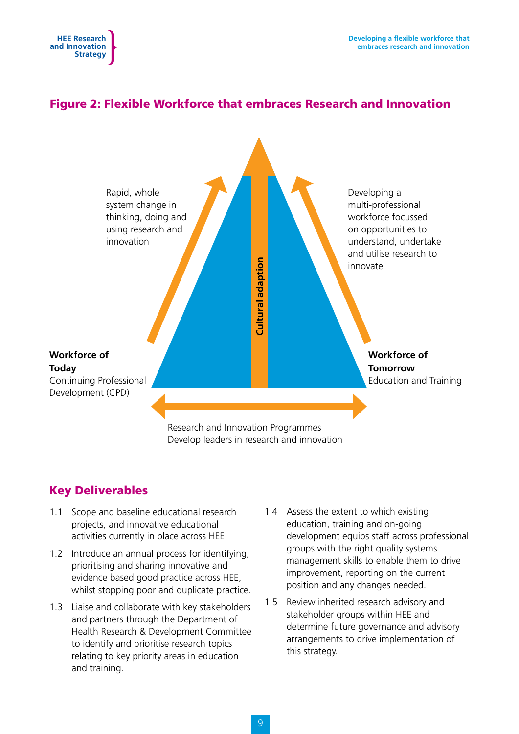## Figure 2: Flexible Workforce that embraces Research and Innovation

Rapid, whole system change in thinking, doing and using research and innovation

Developing a multi-professional workforce focussed on opportunities to understand, undertake and utilise research to innovate

Cultural adaption

**Workforce of Today**
Continuing Professional Development (CPD)

**Workforce of Tomorrow**
Education and Training

Research and Innovation Programmes
Develop leaders in research and innovation

## Key Deliverables

1.1 Scope and baseline educational research projects, and innovative educational activities currently in place across HEE.

1.2 Introduce an annual process for identifying, prioritising and sharing innovative and evidence based good practice across HEE, whilst stopping poor and duplicate practice.

1.3 Liaise and collaborate with key stakeholders and partners through the Department of Health Research & Development Committee to identify and prioritise research topics relating to key priority areas in education and training.

1.4 Assess the extent to which existing education, training and on-going development equips staff across professional groups with the right quality systems management skills to enable them to drive improvement, reporting on the current position and any changes needed.

1.5 Review inherited research advisory and stakeholder groups within HEE and determine future governance and advisory arrangements to drive implementation of this strategy.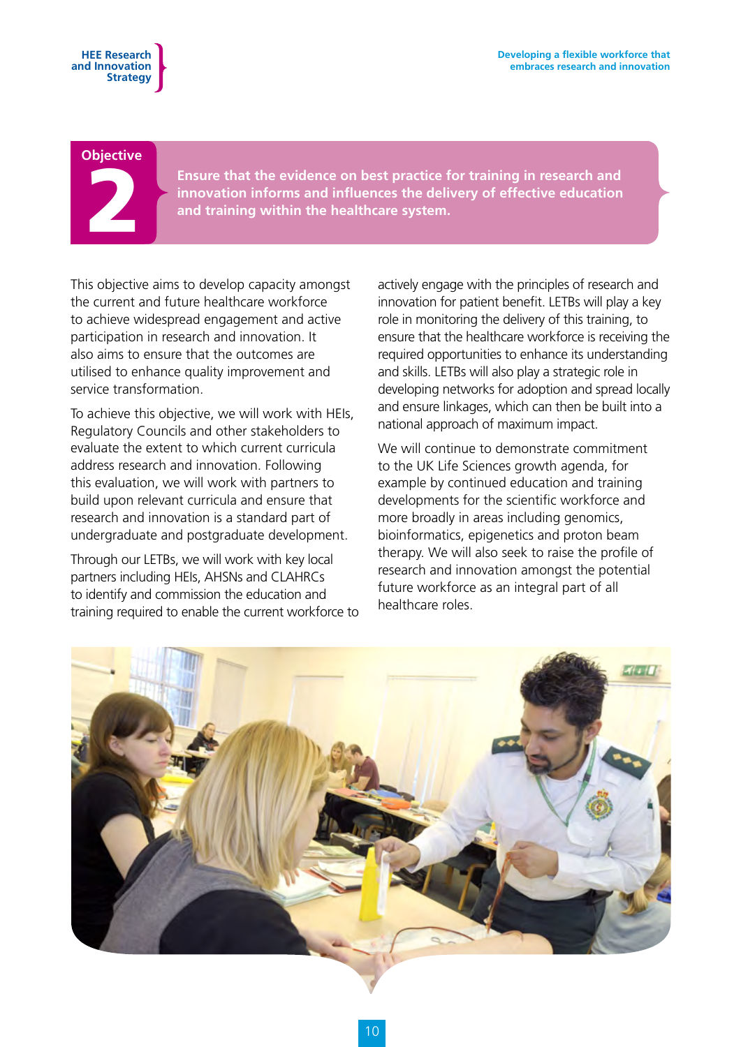## Objective 2

**Ensure that the evidence on best practice for training in research and innovation informs and influences the delivery of effective education and training within the healthcare system.**

This objective aims to develop capacity amongst the current and future healthcare workforce to achieve widespread engagement and active participation in research and innovation. It also aims to ensure that the outcomes are utilised to enhance quality improvement and service transformation.

To achieve this objective, we will work with HEIs, Regulatory Councils and other stakeholders to evaluate the extent to which current curricula address research and innovation. Following this evaluation, we will work with partners to build upon relevant curricula and ensure that research and innovation is a standard part of undergraduate and postgraduate development.

Through our LETBs, we will work with key local partners including HEIs, AHSNs and CLAHRCs to identify and commission the education and training required to enable the current workforce to actively engage with the principles of research and innovation for patient benefit. LETBs will play a key role in monitoring the delivery of this training, to ensure that the healthcare workforce is receiving the required opportunities to enhance its understanding and skills. LETBs will also play a strategic role in developing networks for adoption and spread locally and ensure linkages, which can then be built into a national approach of maximum impact.

We will continue to demonstrate commitment to the UK Life Sciences growth agenda, for example by continued education and training developments for the scientific workforce and more broadly in areas including genomics, bioinformatics, epigenetics and proton beam therapy. We will also seek to raise the profile of research and innovation amongst the potential future workforce as an integral part of all healthcare roles.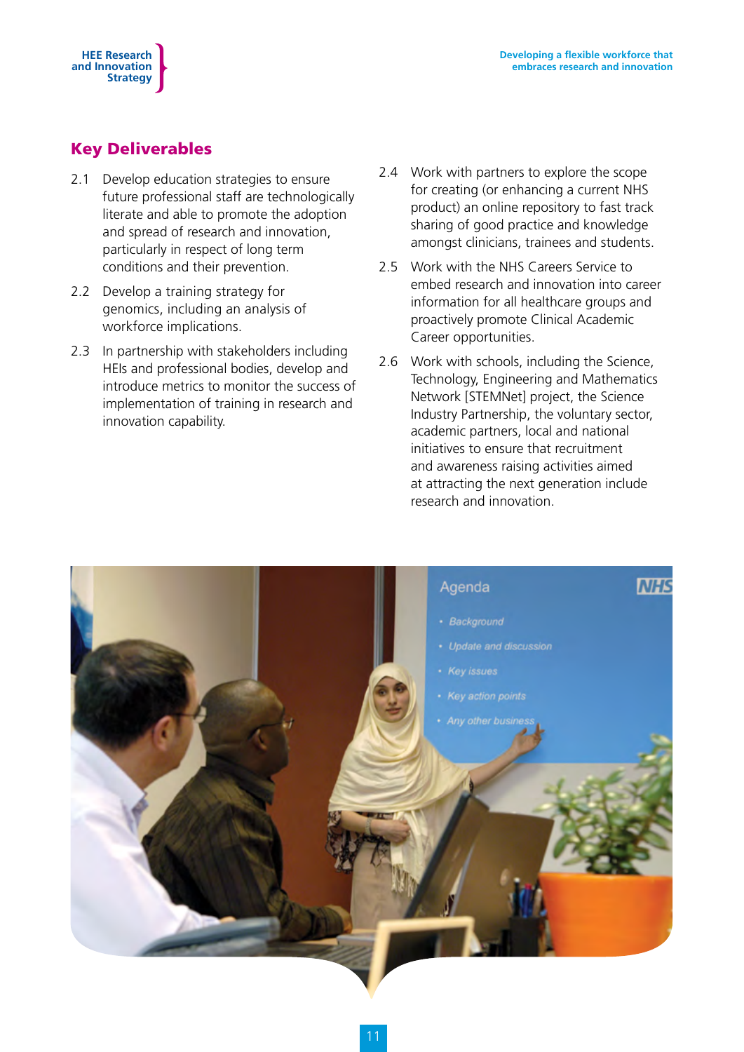## Key Deliverables

2.1 Develop education strategies to ensure future professional staff are technologically literate and able to promote the adoption and spread of research and innovation, particularly in respect of long term conditions and their prevention.

2.2 Develop a training strategy for genomics, including an analysis of workforce implications.

2.3 In partnership with stakeholders including HEIs and professional bodies, develop and introduce metrics to monitor the success of implementation of training in research and innovation capability.

2.4 Work with partners to explore the scope for creating (or enhancing a current NHS product) an online repository to fast track sharing of good practice and knowledge amongst clinicians, trainees and students.

2.5 Work with the NHS Careers Service to embed research and innovation into career information for all healthcare groups and proactively promote Clinical Academic Career opportunities.

2.6 Work with schools, including the Science, Technology, Engineering and Mathematics Network [STEMNet] project, the Science Industry Partnership, the voluntary sector, academic partners, local and national initiatives to ensure that recruitment and awareness raising activities aimed at attracting the next generation include research and innovation.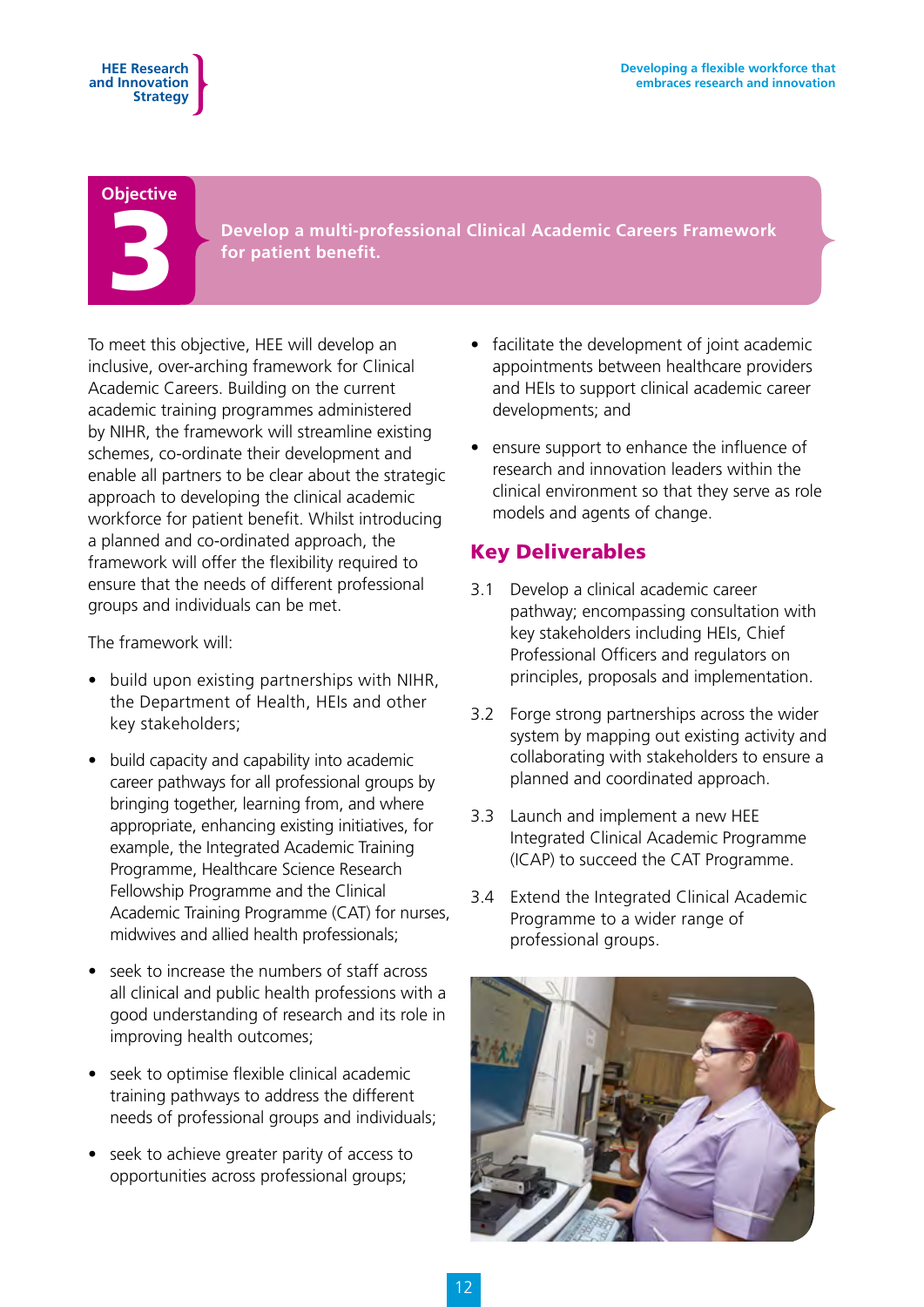## Objective 3

**Develop a multi-professional Clinical Academic Careers Framework for patient benefit.**

To meet this objective, HEE will develop an inclusive, over-arching framework for Clinical Academic Careers. Building on the current academic training programmes administered by NIHR, the framework will streamline existing schemes, co-ordinate their development and enable all partners to be clear about the strategic approach to developing the clinical academic workforce for patient benefit. Whilst introducing a planned and co-ordinated approach, the framework will offer the flexibility required to ensure that the needs of different professional groups and individuals can be met.

The framework will:

- build upon existing partnerships with NIHR, the Department of Health, HEIs and other key stakeholders;
- build capacity and capability into academic career pathways for all professional groups by bringing together, learning from, and where appropriate, enhancing existing initiatives, for example, the Integrated Academic Training Programme, Healthcare Science Research Fellowship Programme and the Clinical Academic Training Programme (CAT) for nurses, midwives and allied health professionals;
- seek to increase the numbers of staff across all clinical and public health professions with a good understanding of research and its role in improving health outcomes;
- seek to optimise flexible clinical academic training pathways to address the different needs of professional groups and individuals;
- seek to achieve greater parity of access to opportunities across professional groups;
- facilitate the development of joint academic appointments between healthcare providers and HEIs to support clinical academic career developments; and
- ensure support to enhance the influence of research and innovation leaders within the clinical environment so that they serve as role models and agents of change.

## Key Deliverables

3.1 Develop a clinical academic career pathway; encompassing consultation with key stakeholders including HEIs, Chief Professional Officers and regulators on principles, proposals and implementation.

3.2 Forge strong partnerships across the wider system by mapping out existing activity and collaborating with stakeholders to ensure a planned and coordinated approach.

3.3 Launch and implement a new HEE Integrated Clinical Academic Programme (ICAP) to succeed the CAT Programme.

3.4 Extend the Integrated Clinical Academic Programme to a wider range of professional groups.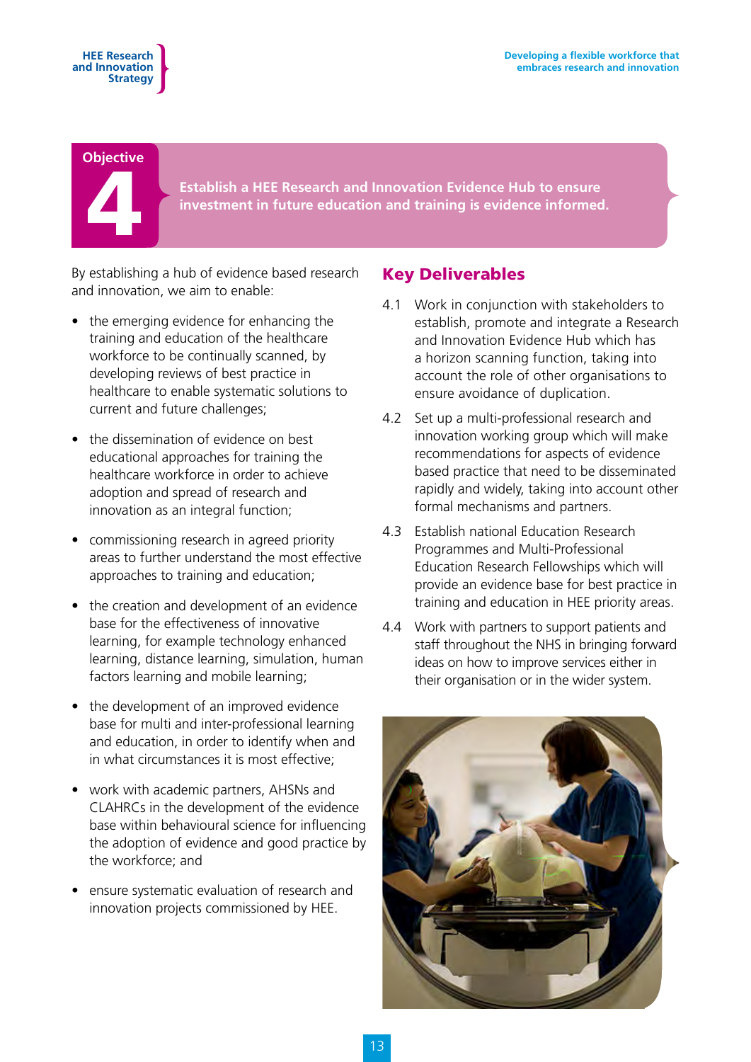## Objective 4

**Establish a HEE Research and Innovation Evidence Hub to ensure investment in future education and training is evidence informed.**

By establishing a hub of evidence based research and innovation, we aim to enable:

- the emerging evidence for enhancing the training and education of the healthcare workforce to be continually scanned, by developing reviews of best practice in healthcare to enable systematic solutions to current and future challenges;
- the dissemination of evidence on best educational approaches for training the healthcare workforce in order to achieve adoption and spread of research and innovation as an integral function;
- commissioning research in agreed priority areas to further understand the most effective approaches to training and education;
- the creation and development of an evidence base for the effectiveness of innovative learning, for example technology enhanced learning, distance learning, simulation, human factors learning and mobile learning;
- the development of an improved evidence base for multi and inter-professional learning and education, in order to identify when and in what circumstances it is most effective;
- work with academic partners, AHSNs and CLAHRCs in the development of the evidence base within behavioural science for influencing the adoption of evidence and good practice by the workforce; and
- ensure systematic evaluation of research and innovation projects commissioned by HEE.

### Key Deliverables

4.1 Work in conjunction with stakeholders to establish, promote and integrate a Research and Innovation Evidence Hub which has a horizon scanning function, taking into account the role of other organisations to ensure avoidance of duplication.

4.2 Set up a multi-professional research and innovation working group which will make recommendations for aspects of evidence based practice that need to be disseminated rapidly and widely, taking into account other formal mechanisms and partners.

4.3 Establish national Education Research Programmes and Multi-Professional Education Research Fellowships which will provide an evidence base for best practice in training and education in HEE priority areas.

4.4 Work with partners to support patients and staff throughout the NHS in bringing forward ideas on how to improve services either in their organisation or in the wider system.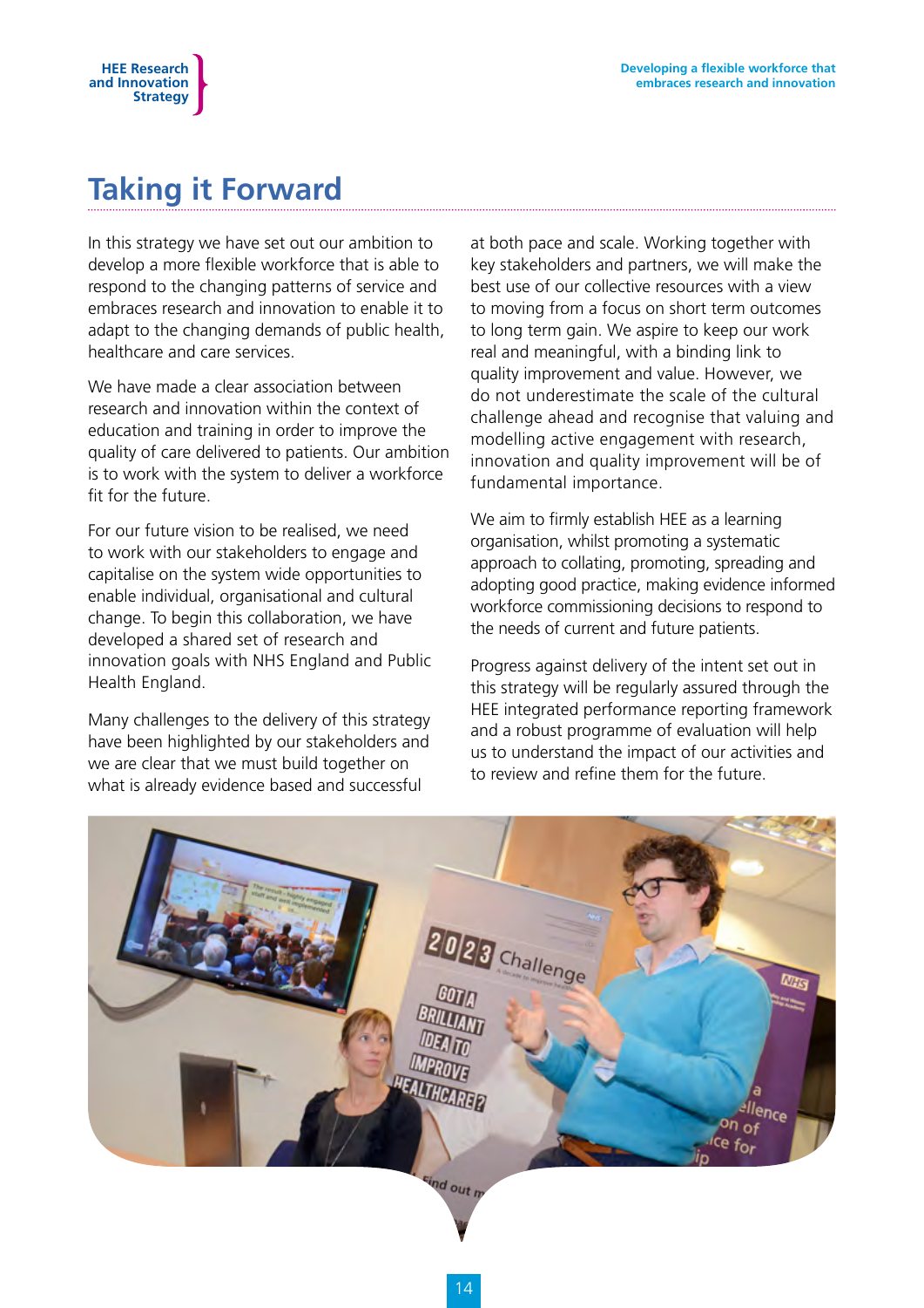# Taking it Forward

In this strategy we have set out our ambition to develop a more flexible workforce that is able to respond to the changing patterns of service and embraces research and innovation to enable it to adapt to the changing demands of public health, healthcare and care services.

We have made a clear association between research and innovation within the context of education and training in order to improve the quality of care delivered to patients. Our ambition is to work with the system to deliver a workforce fit for the future.

For our future vision to be realised, we need to work with our stakeholders to engage and capitalise on the system wide opportunities to enable individual, organisational and cultural change. To begin this collaboration, we have developed a shared set of research and innovation goals with NHS England and Public Health England.

Many challenges to the delivery of this strategy have been highlighted by our stakeholders and we are clear that we must build together on what is already evidence based and successful at both pace and scale. Working together with key stakeholders and partners, we will make the best use of our collective resources with a view to moving from a focus on short term outcomes to long term gain. We aspire to keep our work real and meaningful, with a binding link to quality improvement and value. However, we do not underestimate the scale of the cultural challenge ahead and recognise that valuing and modelling active engagement with research, innovation and quality improvement will be of fundamental importance.

We aim to firmly establish HEE as a learning organisation, whilst promoting a systematic approach to collating, promoting, spreading and adopting good practice, making evidence informed workforce commissioning decisions to respond to the needs of current and future patients.

Progress against delivery of the intent set out in this strategy will be regularly assured through the HEE integrated performance reporting framework and a robust programme of evaluation will help us to understand the impact of our activities and to review and refine them for the future.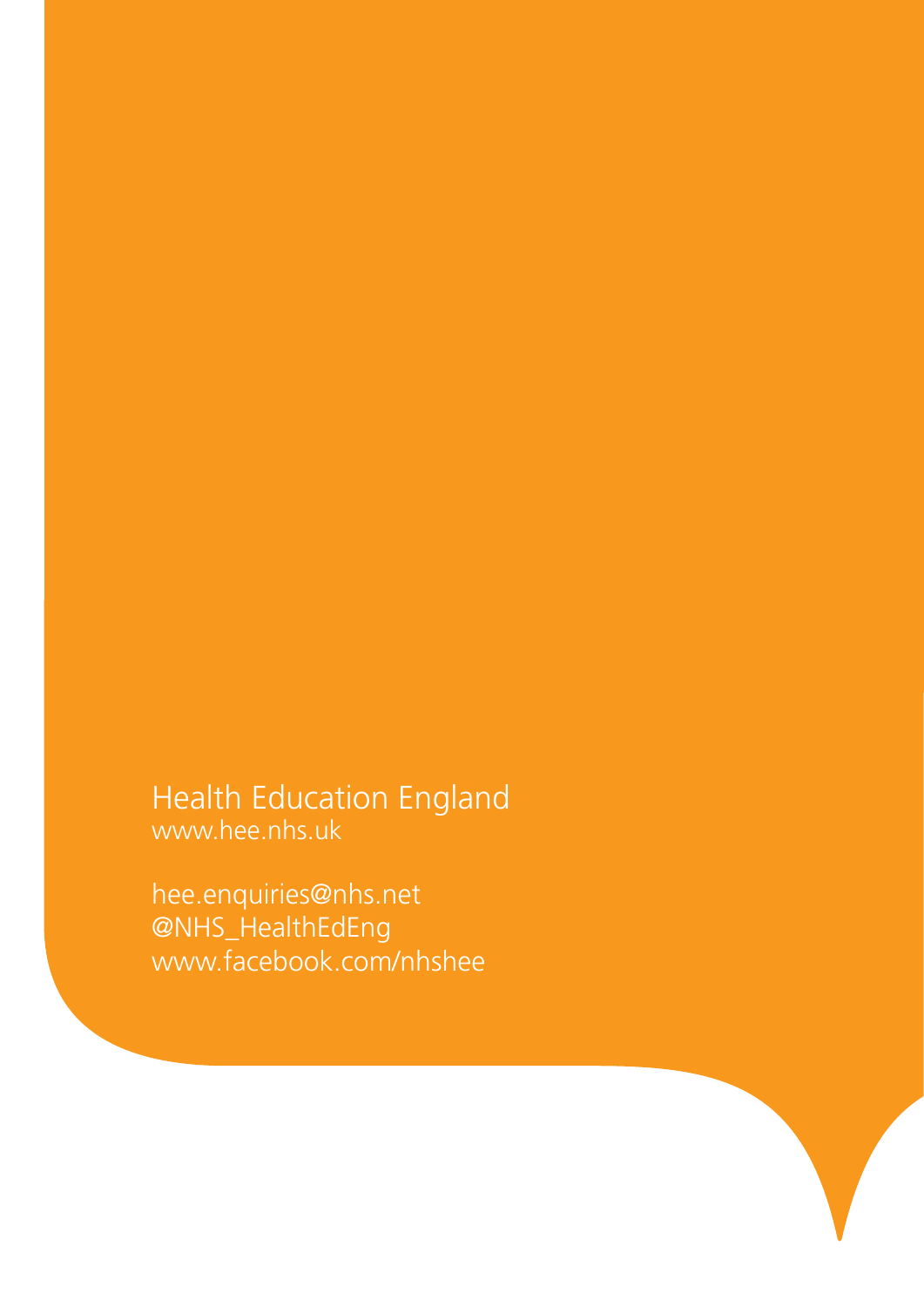Health Education England
www.hee.nhs.uk

hee.enquiries@nhs.net
@NHS_HealthEdEng
www.facebook.com/nhshee